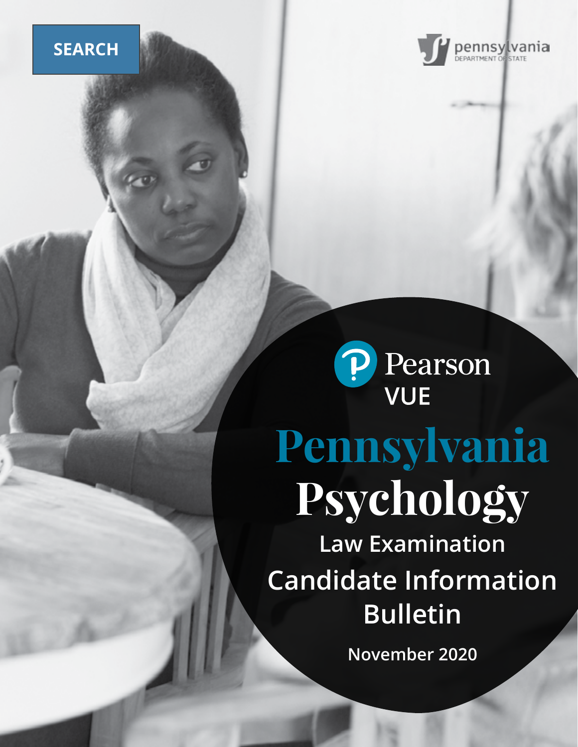SEARCH

pennsylvania DEPARTMENT OF STATE

Pearson VUE

# Pennsylvania Psychology

## Law Examination Candidate Information Bulletin

November 2020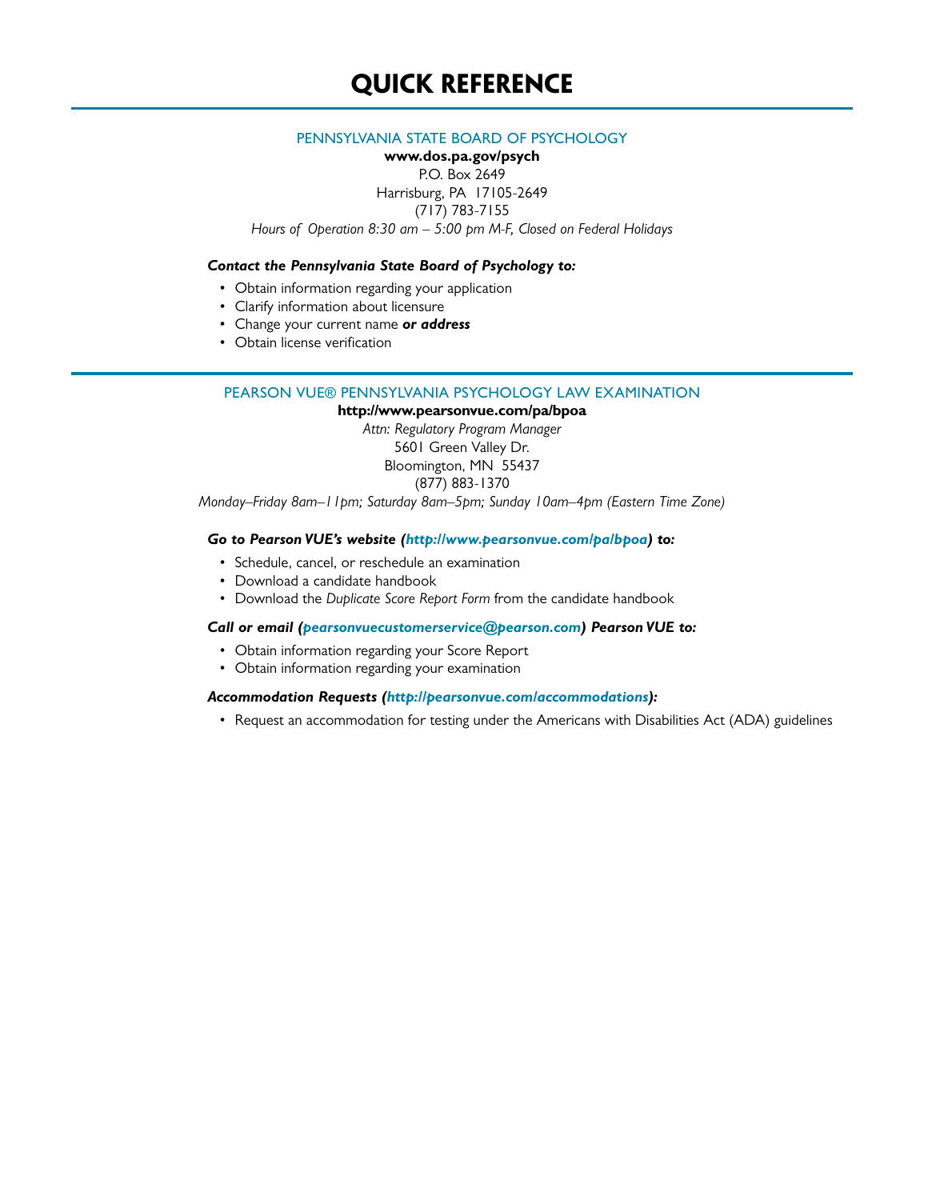# QUICK REFERENCE

## PENNSYLVANIA STATE BOARD OF PSYCHOLOGY

**www.dos.pa.gov/psych**
P.O. Box 2649
Harrisburg, PA 17105-2649
(717) 783-7155
*Hours of Operation 8:30 am – 5:00 pm M-F, Closed on Federal Holidays*

***Contact the Pennsylvania State Board of Psychology to:***

- Obtain information regarding your application
- Clarify information about licensure
- Change your current name ***or address***
- Obtain license verification

## PEARSON VUE® PENNSYLVANIA PSYCHOLOGY LAW EXAMINATION

**http://www.pearsonvue.com/pa/bpoa**
*Attn: Regulatory Program Manager*
5601 Green Valley Dr.
Bloomington, MN 55437
(877) 883-1370
*Monday–Friday 8am–11pm; Saturday 8am–5pm; Sunday 10am–4pm (Eastern Time Zone)*

***Go to Pearson VUE's website (http://www.pearsonvue.com/pa/bpoa) to:***

- Schedule, cancel, or reschedule an examination
- Download a candidate handbook
- Download the *Duplicate Score Report Form* from the candidate handbook

***Call or email (pearsonvuecustomerservice@pearson.com) Pearson VUE to:***

- Obtain information regarding your Score Report
- Obtain information regarding your examination

***Accommodation Requests (http://pearsonvue.com/accommodations):***

- Request an accommodation for testing under the Americans with Disabilities Act (ADA) guidelines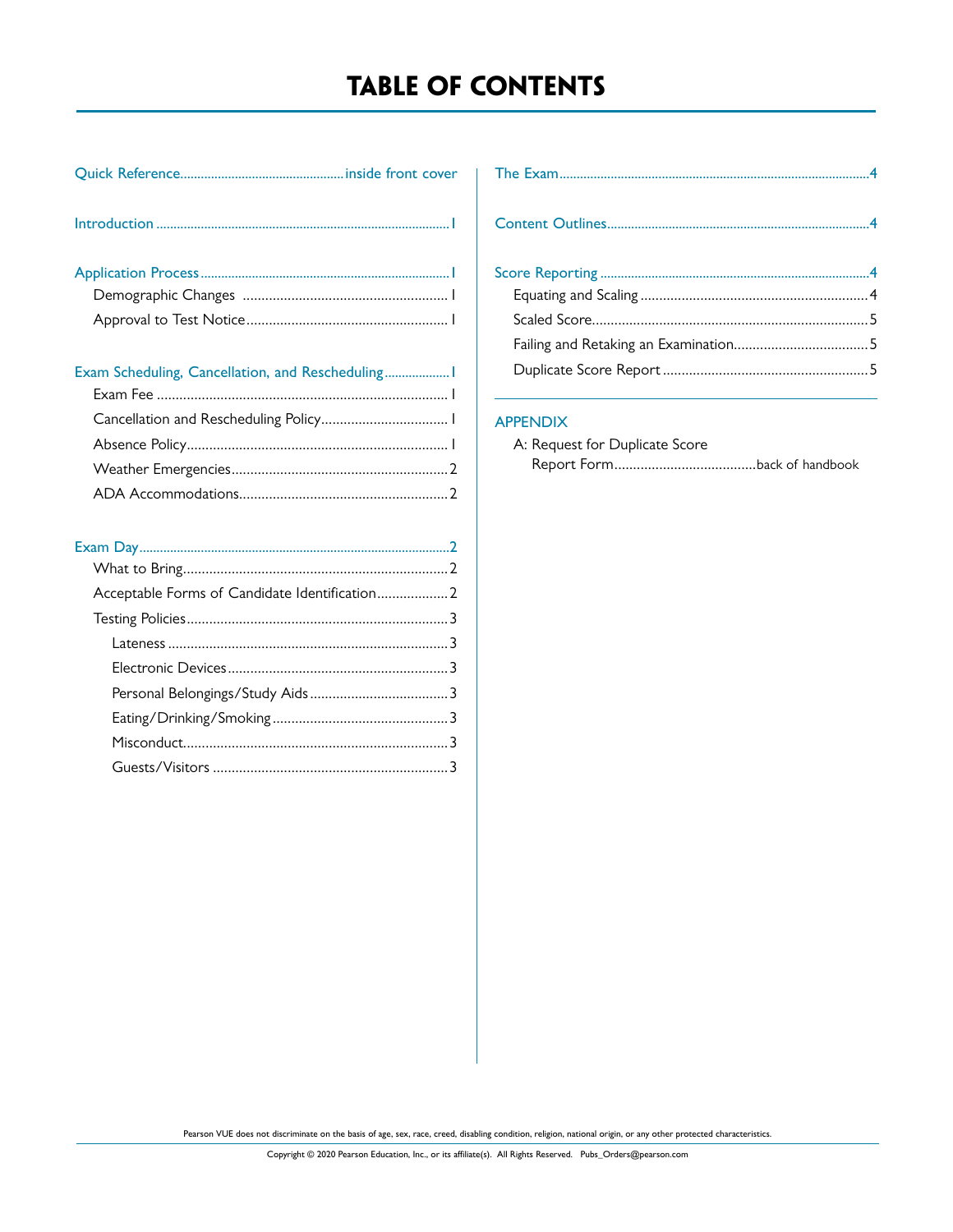# TABLE OF CONTENTS

Quick Reference................................................inside front cover

Introduction ......................................................................................1

Application Process........................................................................1
- Demographic Changes .......................................................1
- Approval to Test Notice......................................................1

Exam Scheduling, Cancellation, and Rescheduling...................1
- Exam Fee ..............................................................................1
- Cancellation and Rescheduling Policy..................................1
- Absence Policy......................................................................1
- Weather Emergencies..........................................................2
- ADA Accommodations........................................................2

Exam Day..........................................................................................2
- What to Bring.......................................................................2
- Acceptable Forms of Candidate Identification...................2
- Testing Policies.....................................................................3
  - Lateness ..........................................................................3
  - Electronic Devices..........................................................3
  - Personal Belongings/Study Aids.....................................3
  - Eating/Drinking/Smoking...............................................3
  - Misconduct......................................................................3
  - Guests/Visitors ...............................................................3

The Exam..........................................................................................4

Content Outlines............................................................................4

Score Reporting .............................................................................4
- Equating and Scaling ............................................................4
- Scaled Score.........................................................................5
- Failing and Retaking an Examination...................................5
- Duplicate Score Report ......................................................5

APPENDIX
- A: Request for Duplicate Score Report Form......................................back of handbook

Pearson VUE does not discriminate on the basis of age, sex, race, creed, disabling condition, religion, national origin, or any other protected characteristics.

Copyright © 2020 Pearson Education, Inc., or its affiliate(s). All Rights Reserved. Pubs_Orders@pearson.com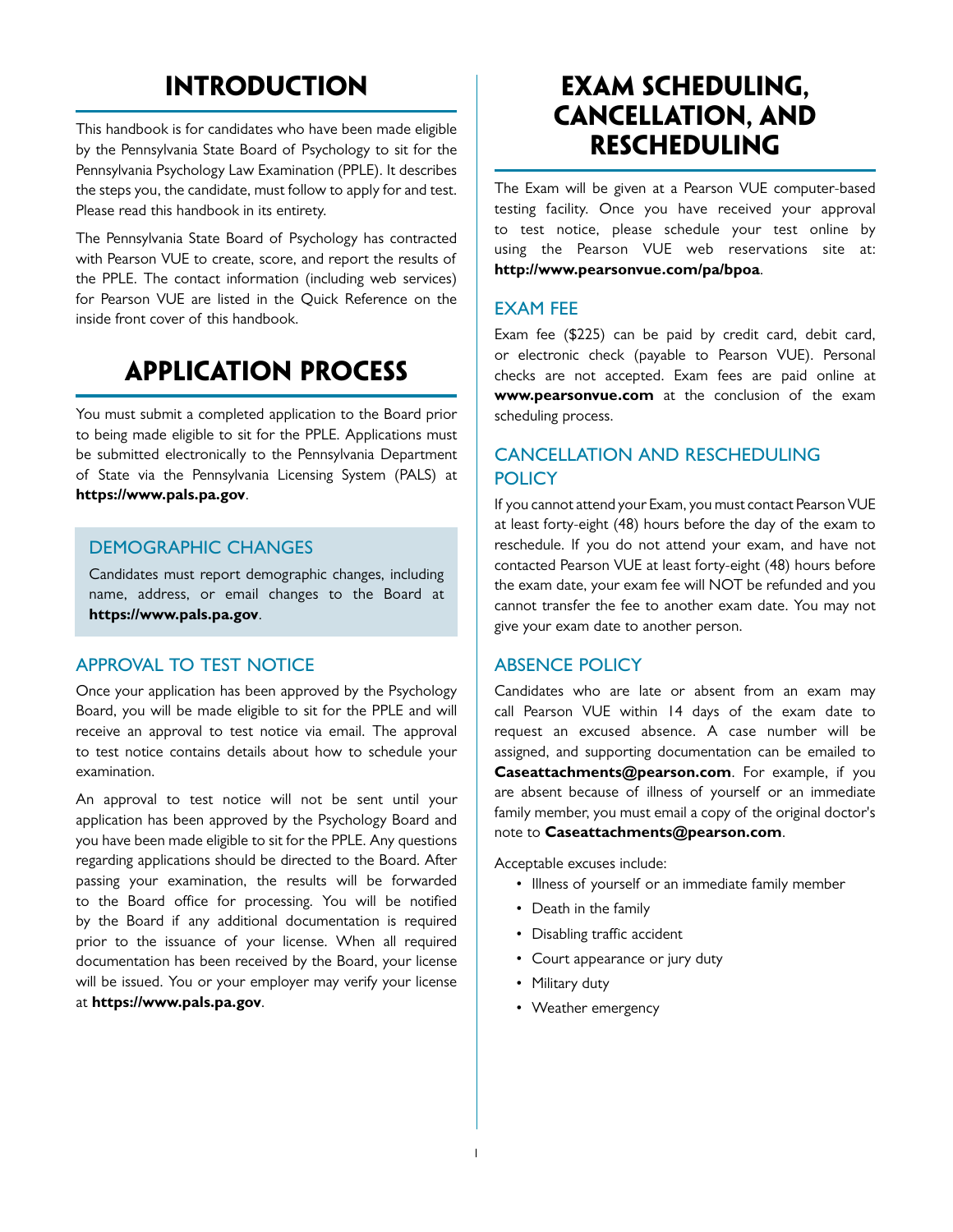# INTRODUCTION

This handbook is for candidates who have been made eligible by the Pennsylvania State Board of Psychology to sit for the Pennsylvania Psychology Law Examination (PPLE). It describes the steps you, the candidate, must follow to apply for and test. Please read this handbook in its entirety.

The Pennsylvania State Board of Psychology has contracted with Pearson VUE to create, score, and report the results of the PPLE. The contact information (including web services) for Pearson VUE are listed in the Quick Reference on the inside front cover of this handbook.

# APPLICATION PROCESS

You must submit a completed application to the Board prior to being made eligible to sit for the PPLE. Applications must be submitted electronically to the Pennsylvania Department of State via the Pennsylvania Licensing System (PALS) at **https://www.pals.pa.gov**.

## DEMOGRAPHIC CHANGES

Candidates must report demographic changes, including name, address, or email changes to the Board at **https://www.pals.pa.gov**.

## APPROVAL TO TEST NOTICE

Once your application has been approved by the Psychology Board, you will be made eligible to sit for the PPLE and will receive an approval to test notice via email. The approval to test notice contains details about how to schedule your examination.

An approval to test notice will not be sent until your application has been approved by the Psychology Board and you have been made eligible to sit for the PPLE. Any questions regarding applications should be directed to the Board. After passing your examination, the results will be forwarded to the Board office for processing. You will be notified by the Board if any additional documentation is required prior to the issuance of your license. When all required documentation has been received by the Board, your license will be issued. You or your employer may verify your license at **https://www.pals.pa.gov**.

# EXAM SCHEDULING, CANCELLATION, AND RESCHEDULING

The Exam will be given at a Pearson VUE computer-based testing facility. Once you have received your approval to test notice, please schedule your test online by using the Pearson VUE web reservations site at: **http://www.pearsonvue.com/pa/bpoa**.

## EXAM FEE

Exam fee ($225) can be paid by credit card, debit card, or electronic check (payable to Pearson VUE). Personal checks are not accepted. Exam fees are paid online at **www.pearsonvue.com** at the conclusion of the exam scheduling process.

## CANCELLATION AND RESCHEDULING POLICY

If you cannot attend your Exam, you must contact Pearson VUE at least forty-eight (48) hours before the day of the exam to reschedule. If you do not attend your exam, and have not contacted Pearson VUE at least forty-eight (48) hours before the exam date, your exam fee will NOT be refunded and you cannot transfer the fee to another exam date. You may not give your exam date to another person.

## ABSENCE POLICY

Candidates who are late or absent from an exam may call Pearson VUE within 14 days of the exam date to request an excused absence. A case number will be assigned, and supporting documentation can be emailed to **Caseattachments@pearson.com**. For example, if you are absent because of illness of yourself or an immediate family member, you must email a copy of the original doctor's note to **Caseattachments@pearson.com**.

Acceptable excuses include:

- Illness of yourself or an immediate family member
- Death in the family
- Disabling traffic accident
- Court appearance or jury duty
- Military duty
- Weather emergency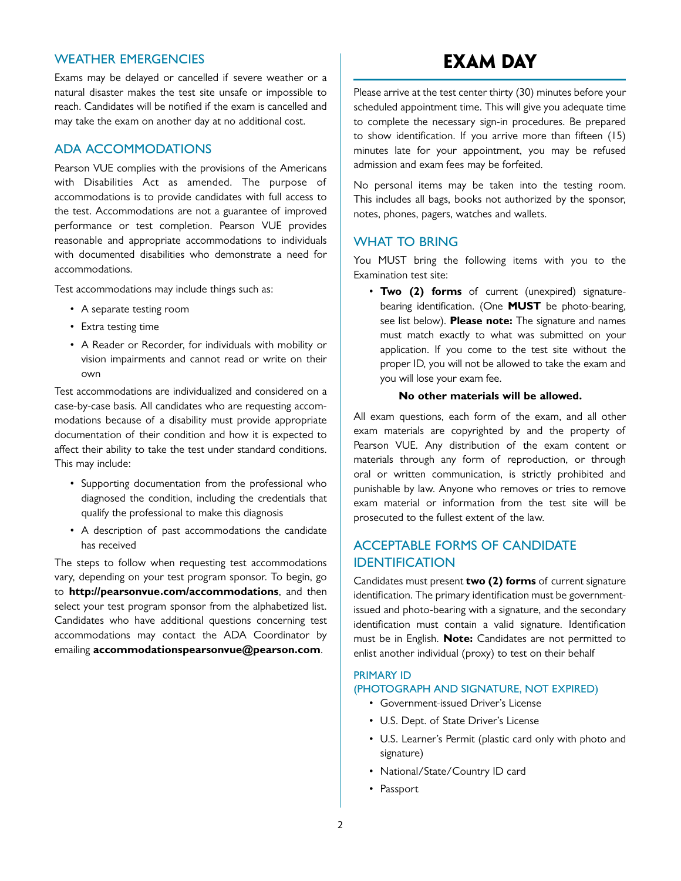## WEATHER EMERGENCIES

Exams may be delayed or cancelled if severe weather or a natural disaster makes the test site unsafe or impossible to reach. Candidates will be notified if the exam is cancelled and may take the exam on another day at no additional cost.

## ADA ACCOMMODATIONS

Pearson VUE complies with the provisions of the Americans with Disabilities Act as amended. The purpose of accommodations is to provide candidates with full access to the test. Accommodations are not a guarantee of improved performance or test completion. Pearson VUE provides reasonable and appropriate accommodations to individuals with documented disabilities who demonstrate a need for accommodations.

Test accommodations may include things such as:

- A separate testing room
- Extra testing time
- A Reader or Recorder, for individuals with mobility or vision impairments and cannot read or write on their own

Test accommodations are individualized and considered on a case-by-case basis. All candidates who are requesting accommodations because of a disability must provide appropriate documentation of their condition and how it is expected to affect their ability to take the test under standard conditions. This may include:

- Supporting documentation from the professional who diagnosed the condition, including the credentials that qualify the professional to make this diagnosis
- A description of past accommodations the candidate has received

The steps to follow when requesting test accommodations vary, depending on your test program sponsor. To begin, go to **http://pearsonvue.com/accommodations**, and then select your test program sponsor from the alphabetized list. Candidates who have additional questions concerning test accommodations may contact the ADA Coordinator by emailing **accommodationspearsonvue@pearson.com**.

# EXAM DAY

Please arrive at the test center thirty (30) minutes before your scheduled appointment time. This will give you adequate time to complete the necessary sign-in procedures. Be prepared to show identification. If you arrive more than fifteen (15) minutes late for your appointment, you may be refused admission and exam fees may be forfeited.

No personal items may be taken into the testing room. This includes all bags, books not authorized by the sponsor, notes, phones, pagers, watches and wallets.

## WHAT TO BRING

You MUST bring the following items with you to the Examination test site:

- **Two (2) forms** of current (unexpired) signature-bearing identification. (One **MUST** be photo-bearing, see list below). **Please note:** The signature and names must match exactly to what was submitted on your application. If you come to the test site without the proper ID, you will not be allowed to take the exam and you will lose your exam fee.

**No other materials will be allowed.**

All exam questions, each form of the exam, and all other exam materials are copyrighted by and the property of Pearson VUE. Any distribution of the exam content or materials through any form of reproduction, or through oral or written communication, is strictly prohibited and punishable by law. Anyone who removes or tries to remove exam material or information from the test site will be prosecuted to the fullest extent of the law.

## ACCEPTABLE FORMS OF CANDIDATE IDENTIFICATION

Candidates must present **two (2) forms** of current signature identification. The primary identification must be government-issued and photo-bearing with a signature, and the secondary identification must contain a valid signature. Identification must be in English. **Note:** Candidates are not permitted to enlist another individual (proxy) to test on their behalf

### PRIMARY ID (PHOTOGRAPH AND SIGNATURE, NOT EXPIRED)

- Government-issued Driver's License
- U.S. Dept. of State Driver's License
- U.S. Learner's Permit (plastic card only with photo and signature)
- National/State/Country ID card
- Passport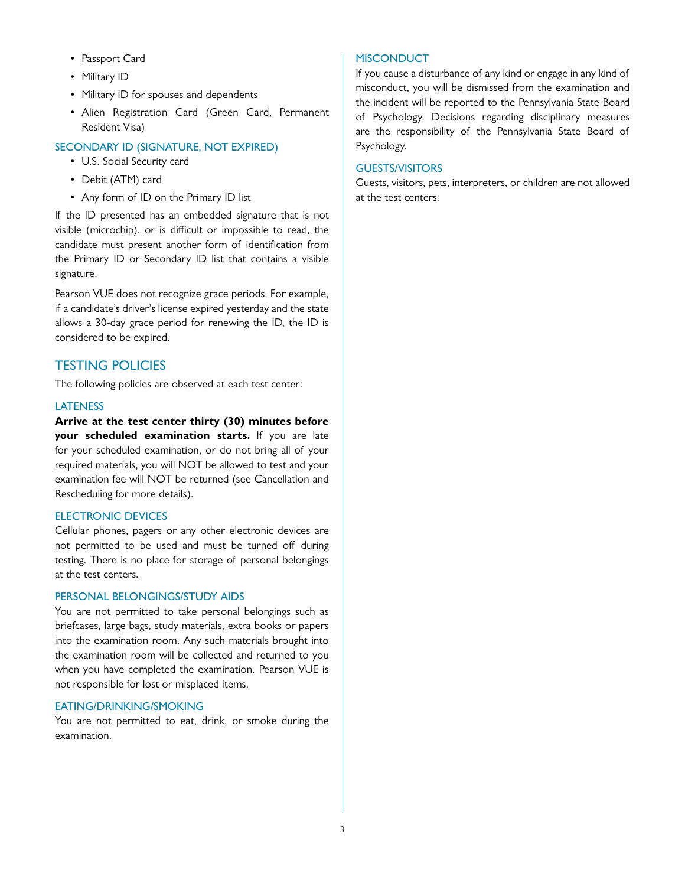- Passport Card
- Military ID
- Military ID for spouses and dependents
- Alien Registration Card (Green Card, Permanent Resident Visa)

### SECONDARY ID (SIGNATURE, NOT EXPIRED)

- U.S. Social Security card
- Debit (ATM) card
- Any form of ID on the Primary ID list

If the ID presented has an embedded signature that is not visible (microchip), or is difficult or impossible to read, the candidate must present another form of identification from the Primary ID or Secondary ID list that contains a visible signature.

Pearson VUE does not recognize grace periods. For example, if a candidate's driver's license expired yesterday and the state allows a 30-day grace period for renewing the ID, the ID is considered to be expired.

## TESTING POLICIES

The following policies are observed at each test center:

### LATENESS

**Arrive at the test center thirty (30) minutes before your scheduled examination starts.** If you are late for your scheduled examination, or do not bring all of your required materials, you will NOT be allowed to test and your examination fee will NOT be returned (see Cancellation and Rescheduling for more details).

### ELECTRONIC DEVICES

Cellular phones, pagers or any other electronic devices are not permitted to be used and must be turned off during testing. There is no place for storage of personal belongings at the test centers.

### PERSONAL BELONGINGS/STUDY AIDS

You are not permitted to take personal belongings such as briefcases, large bags, study materials, extra books or papers into the examination room. Any such materials brought into the examination room will be collected and returned to you when you have completed the examination. Pearson VUE is not responsible for lost or misplaced items.

### EATING/DRINKING/SMOKING

You are not permitted to eat, drink, or smoke during the examination.

### MISCONDUCT

If you cause a disturbance of any kind or engage in any kind of misconduct, you will be dismissed from the examination and the incident will be reported to the Pennsylvania State Board of Psychology. Decisions regarding disciplinary measures are the responsibility of the Pennsylvania State Board of Psychology.

### GUESTS/VISITORS

Guests, visitors, pets, interpreters, or children are not allowed at the test centers.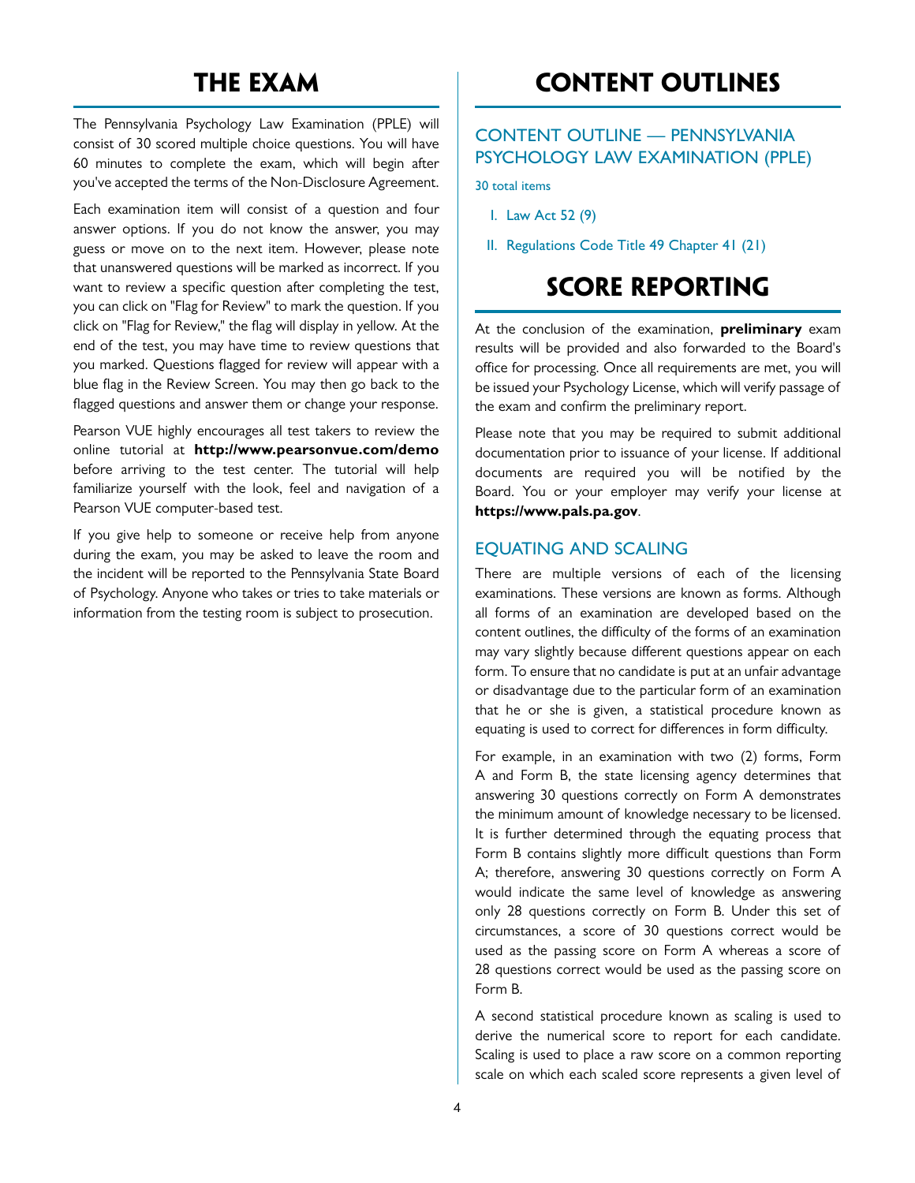# THE EXAM

The Pennsylvania Psychology Law Examination (PPLE) will consist of 30 scored multiple choice questions. You will have 60 minutes to complete the exam, which will begin after you've accepted the terms of the Non-Disclosure Agreement.

Each examination item will consist of a question and four answer options. If you do not know the answer, you may guess or move on to the next item. However, please note that unanswered questions will be marked as incorrect. If you want to review a specific question after completing the test, you can click on "Flag for Review" to mark the question. If you click on "Flag for Review," the flag will display in yellow. At the end of the test, you may have time to review questions that you marked. Questions flagged for review will appear with a blue flag in the Review Screen. You may then go back to the flagged questions and answer them or change your response.

Pearson VUE highly encourages all test takers to review the online tutorial at **http://www.pearsonvue.com/demo** before arriving to the test center. The tutorial will help familiarize yourself with the look, feel and navigation of a Pearson VUE computer-based test.

If you give help to someone or receive help from anyone during the exam, you may be asked to leave the room and the incident will be reported to the Pennsylvania State Board of Psychology. Anyone who takes or tries to take materials or information from the testing room is subject to prosecution.

# CONTENT OUTLINES

## CONTENT OUTLINE — PENNSYLVANIA PSYCHOLOGY LAW EXAMINATION (PPLE)

30 total items

I. Law Act 52 (9)

II. Regulations Code Title 49 Chapter 41 (21)

# SCORE REPORTING

At the conclusion of the examination, **preliminary** exam results will be provided and also forwarded to the Board's office for processing. Once all requirements are met, you will be issued your Psychology License, which will verify passage of the exam and confirm the preliminary report.

Please note that you may be required to submit additional documentation prior to issuance of your license. If additional documents are required you will be notified by the Board. You or your employer may verify your license at **https://www.pals.pa.gov**.

## EQUATING AND SCALING

There are multiple versions of each of the licensing examinations. These versions are known as forms. Although all forms of an examination are developed based on the content outlines, the difficulty of the forms of an examination may vary slightly because different questions appear on each form. To ensure that no candidate is put at an unfair advantage or disadvantage due to the particular form of an examination that he or she is given, a statistical procedure known as equating is used to correct for differences in form difficulty.

For example, in an examination with two (2) forms, Form A and Form B, the state licensing agency determines that answering 30 questions correctly on Form A demonstrates the minimum amount of knowledge necessary to be licensed. It is further determined through the equating process that Form B contains slightly more difficult questions than Form A; therefore, answering 30 questions correctly on Form A would indicate the same level of knowledge as answering only 28 questions correctly on Form B. Under this set of circumstances, a score of 30 questions correct would be used as the passing score on Form A whereas a score of 28 questions correct would be used as the passing score on Form B.

A second statistical procedure known as scaling is used to derive the numerical score to report for each candidate. Scaling is used to place a raw score on a common reporting scale on which each scaled score represents a given level of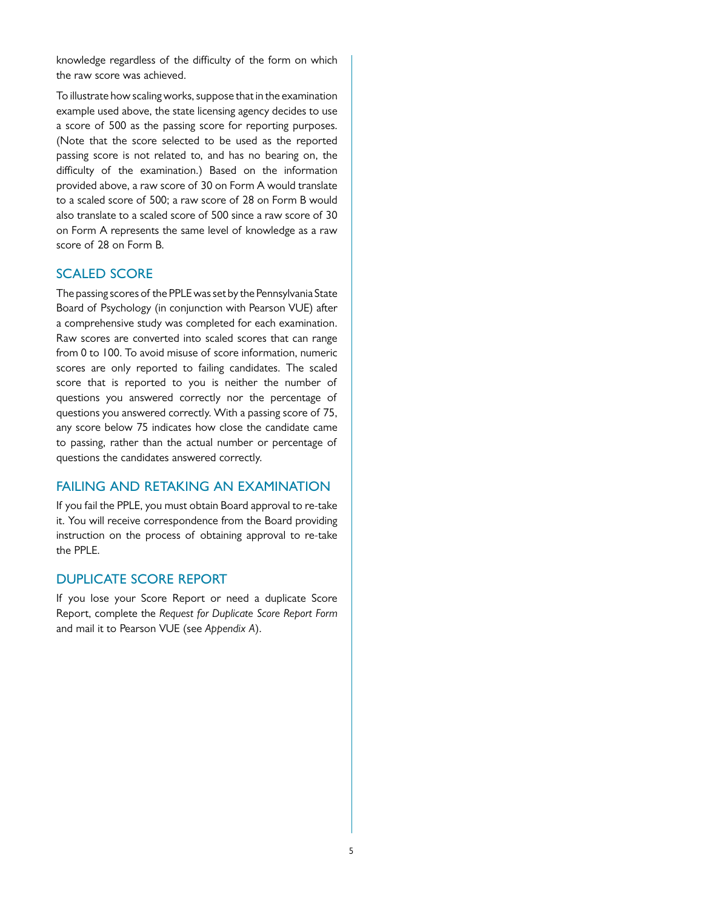knowledge regardless of the difficulty of the form on which the raw score was achieved.

To illustrate how scaling works, suppose that in the examination example used above, the state licensing agency decides to use a score of 500 as the passing score for reporting purposes. (Note that the score selected to be used as the reported passing score is not related to, and has no bearing on, the difficulty of the examination.) Based on the information provided above, a raw score of 30 on Form A would translate to a scaled score of 500; a raw score of 28 on Form B would also translate to a scaled score of 500 since a raw score of 30 on Form A represents the same level of knowledge as a raw score of 28 on Form B.

## SCALED SCORE

The passing scores of the PPLE was set by the Pennsylvania State Board of Psychology (in conjunction with Pearson VUE) after a comprehensive study was completed for each examination. Raw scores are converted into scaled scores that can range from 0 to 100. To avoid misuse of score information, numeric scores are only reported to failing candidates. The scaled score that is reported to you is neither the number of questions you answered correctly nor the percentage of questions you answered correctly. With a passing score of 75, any score below 75 indicates how close the candidate came to passing, rather than the actual number or percentage of questions the candidates answered correctly.

## FAILING AND RETAKING AN EXAMINATION

If you fail the PPLE, you must obtain Board approval to re-take it. You will receive correspondence from the Board providing instruction on the process of obtaining approval to re-take the PPLE.

## DUPLICATE SCORE REPORT

If you lose your Score Report or need a duplicate Score Report, complete the *Request for Duplicate Score Report Form* and mail it to Pearson VUE (see *Appendix A*).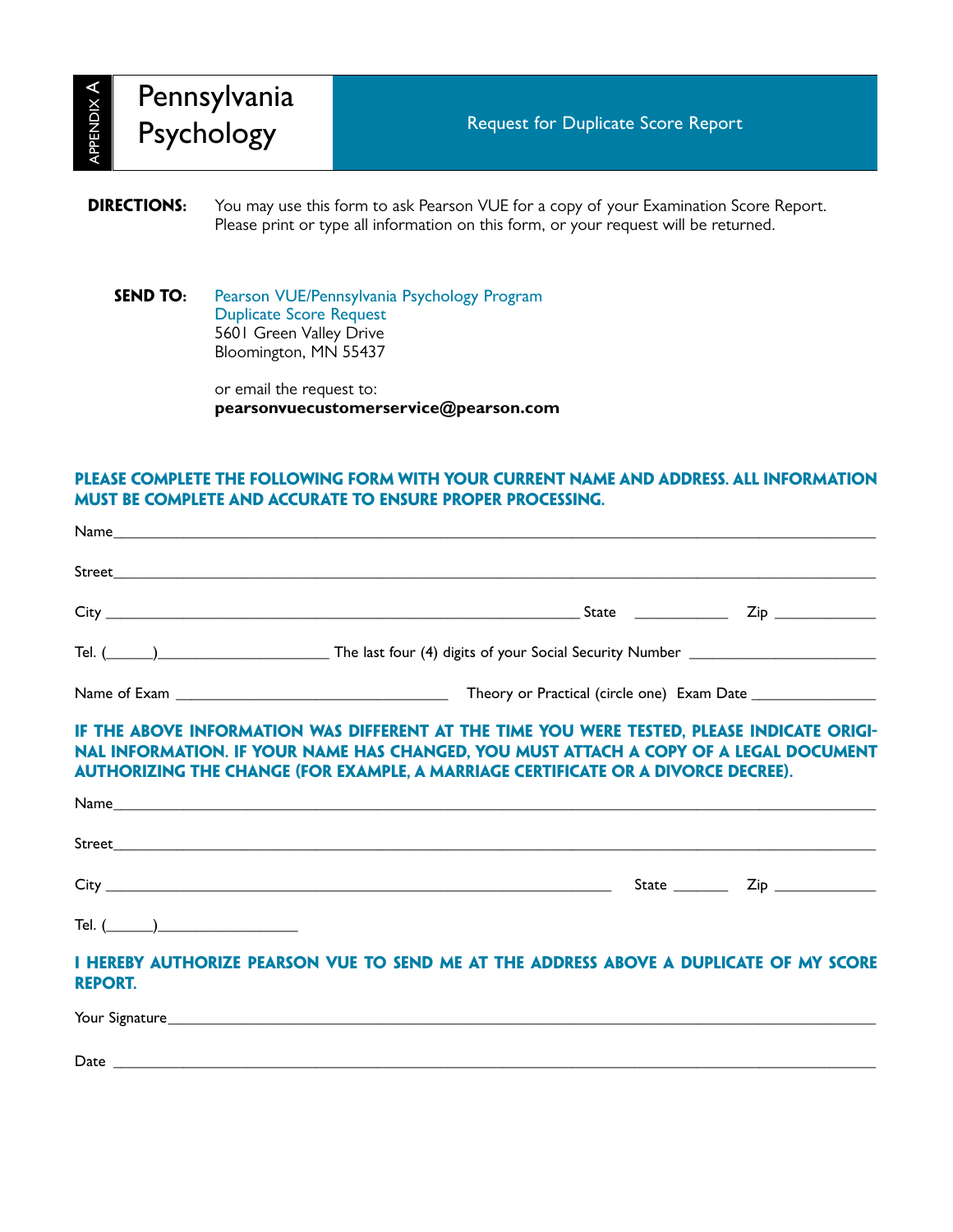APPENDIX A

# Pennsylvania Psychology

## Request for Duplicate Score Report

**DIRECTIONS:** You may use this form to ask Pearson VUE for a copy of your Examination Score Report. Please print or type all information on this form, or your request will be returned.

**SEND TO:** Pearson VUE/Pennsylvania Psychology Program
Duplicate Score Request
5601 Green Valley Drive
Bloomington, MN 55437

or email the request to:
**pearsonvuecustomerservice@pearson.com**

**PLEASE COMPLETE THE FOLLOWING FORM WITH YOUR CURRENT NAME AND ADDRESS. ALL INFORMATION MUST BE COMPLETE AND ACCURATE TO ENSURE PROPER PROCESSING.**

Name______________________________________________________________________________

Street______________________________________________________________________________

City ____________________________________________ State __________ Zip ____________

Tel. (______)____________________ The last four (4) digits of your Social Security Number ____________________

Name of Exam ______________________________ Theory or Practical (circle one) Exam Date ______________

**IF THE ABOVE INFORMATION WAS DIFFERENT AT THE TIME YOU WERE TESTED, PLEASE INDICATE ORIGINAL INFORMATION. IF YOUR NAME HAS CHANGED, YOU MUST ATTACH A COPY OF A LEGAL DOCUMENT AUTHORIZING THE CHANGE (FOR EXAMPLE, A MARRIAGE CERTIFICATE OR A DIVORCE DECREE).**

Name______________________________________________________________________________

Street______________________________________________________________________________

City ____________________________________________ State _______ Zip ____________

Tel. (______)________________

**I HEREBY AUTHORIZE PEARSON VUE TO SEND ME AT THE ADDRESS ABOVE A DUPLICATE OF MY SCORE REPORT.**

Your Signature______________________________________________________________________

Date ______________________________________________________________________________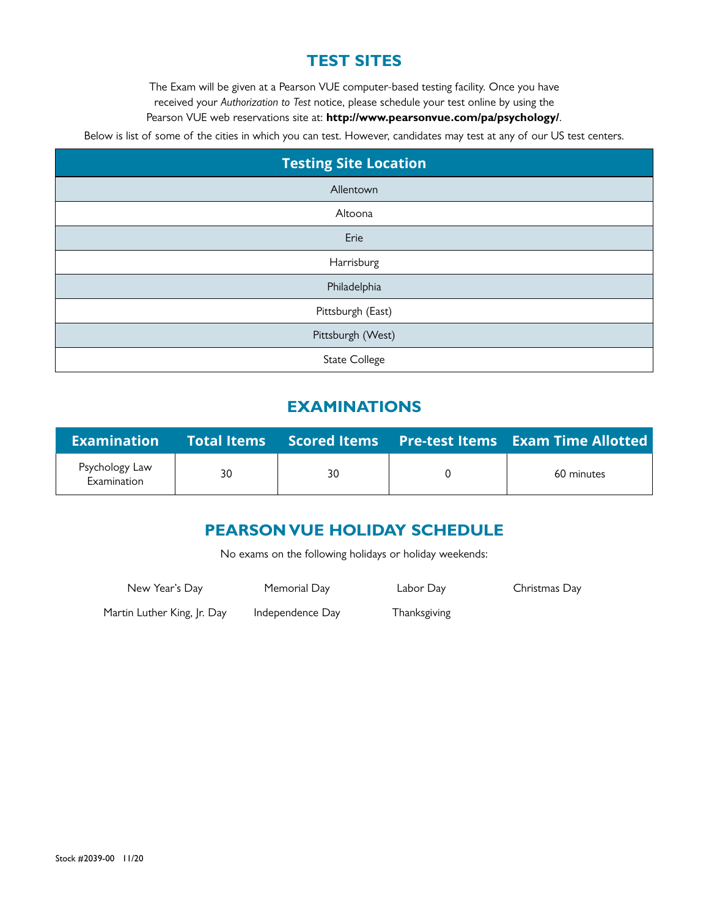## TEST SITES

The Exam will be given at a Pearson VUE computer-based testing facility. Once you have received your *Authorization to Test* notice, please schedule your test online by using the Pearson VUE web reservations site at: **http://www.pearsonvue.com/pa/psychology/**.

Below is list of some of the cities in which you can test. However, candidates may test at any of our US test centers.

| Testing Site Location |
| --- |
| Allentown |
| Altoona |
| Erie |
| Harrisburg |
| Philadelphia |
| Pittsburgh (East) |
| Pittsburgh (West) |
| State College |

## EXAMINATIONS

| Examination | Total Items | Scored Items | Pre-test Items | Exam Time Allotted |
| --- | --- | --- | --- | --- |
| Psychology Law Examination | 30 | 30 | 0 | 60 minutes |

## PEARSON VUE HOLIDAY SCHEDULE

No exams on the following holidays or holiday weekends:

- New Year's Day
- Martin Luther King, Jr. Day
- Memorial Day
- Independence Day
- Labor Day
- Thanksgiving
- Christmas Day

Stock #2039-00 11/20